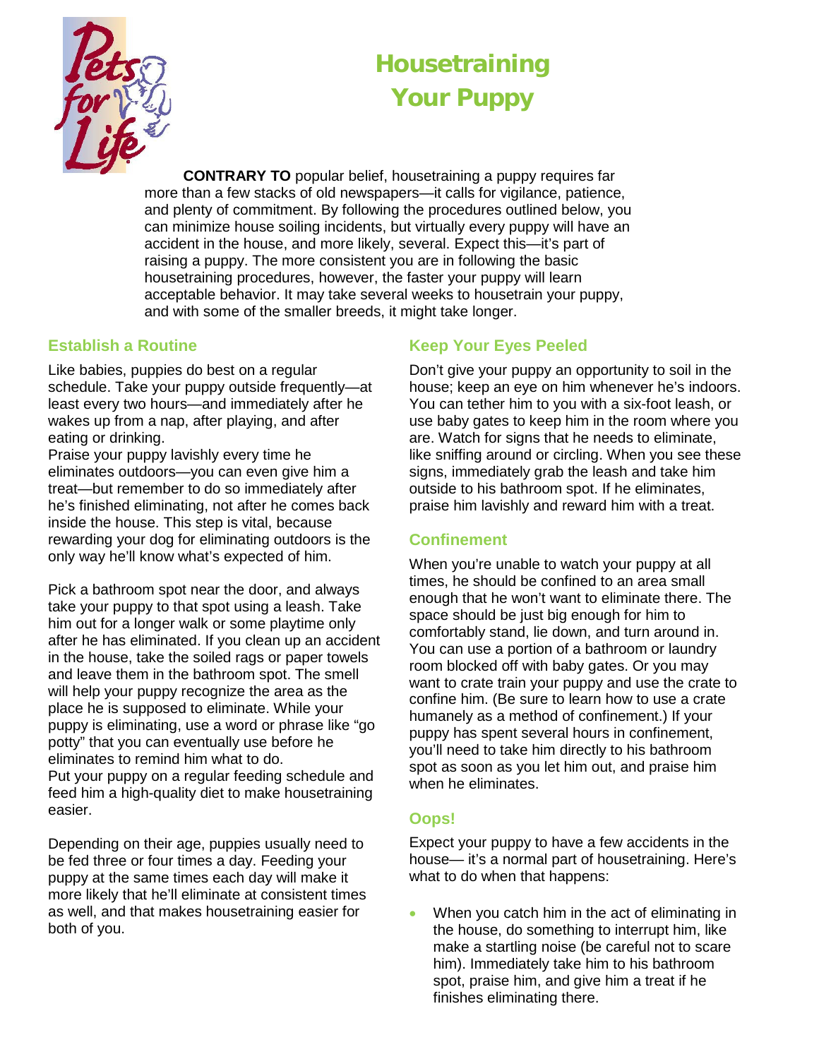# Housetraining Your Puppy

**CONTRARY TO** popular belief, housetraining a puppy requires far more than a few stacks of old newspapers—it calls for vigilance, patience, and plenty of commitment. By following the procedures outlined below, you can minimize house soiling incidents, but virtually every puppy will have an accident in the house, and more likely, several. Expect this—it's part of raising a puppy. The more consistent you are in following the basic housetraining procedures, however, the faster your puppy will learn acceptable behavior. It may take several weeks to housetrain your puppy, and with some of the smaller breeds, it might take longer.

## Establish a Routine

Like babies, puppies do best on a regular schedule. Take your puppy outside frequently—at least every two hours—and immediately after he wakes up from a nap, after playing, and after eating or drinking.

Praise your puppy lavishly every time he eliminates outdoors—you can even give him a treat—but remember to do so immediately after he's finished eliminating, not after he comes back inside the house. This step is vital, because rewarding your dog for eliminating outdoors is the only way he'll know what's expected of him.

Pick a bathroom spot near the door, and always take your puppy to that spot using a leash. Take him out for a longer walk or some playtime only after he has eliminated. If you clean up an accident in the house, take the soiled rags or paper towels and leave them in the bathroom spot. The smell will help your puppy recognize the area as the place he is supposed to eliminate. While your puppy is eliminating, use a word or phrase like "go potty" that you can eventually use before he eliminates to remind him what to do.

Put your puppy on a regular feeding schedule and feed him a high-quality diet to make housetraining easier.

Depending on their age, puppies usually need to be fed three or four times a day. Feeding your puppy at the same times each day will make it more likely that he'll eliminate at consistent times as well, and that makes housetraining easier for both of you.

## Keep Your Eyes Peeled

Don't give your puppy an opportunity to soil in the house; keep an eye on him whenever he's indoors. You can tether him to you with a six-foot leash, or use baby gates to keep him in the room where you are. Watch for signs that he needs to eliminate, like sniffing around or circling. When you see these signs, immediately grab the leash and take him outside to his bathroom spot. If he eliminates, praise him lavishly and reward him with a treat.

## Confinement

When you're unable to watch your puppy at all times, he should be confined to an area small enough that he won't want to eliminate there. The space should be just big enough for him to comfortably stand, lie down, and turn around in. You can use a portion of a bathroom or laundry room blocked off with baby gates. Or you may want to crate train your puppy and use the crate to confine him. (Be sure to learn how to use a crate humanely as a method of confinement.) If your puppy has spent several hours in confinement, you'll need to take him directly to his bathroom spot as soon as you let him out, and praise him when he eliminates.

## Oops!

Expect your puppy to have a few accidents in the house— it's a normal part of housetraining. Here's what to do when that happens:

- When you catch him in the act of eliminating in the house, do something to interrupt him, like make a startling noise (be careful not to scare him). Immediately take him to his bathroom spot, praise him, and give him a treat if he finishes eliminating there.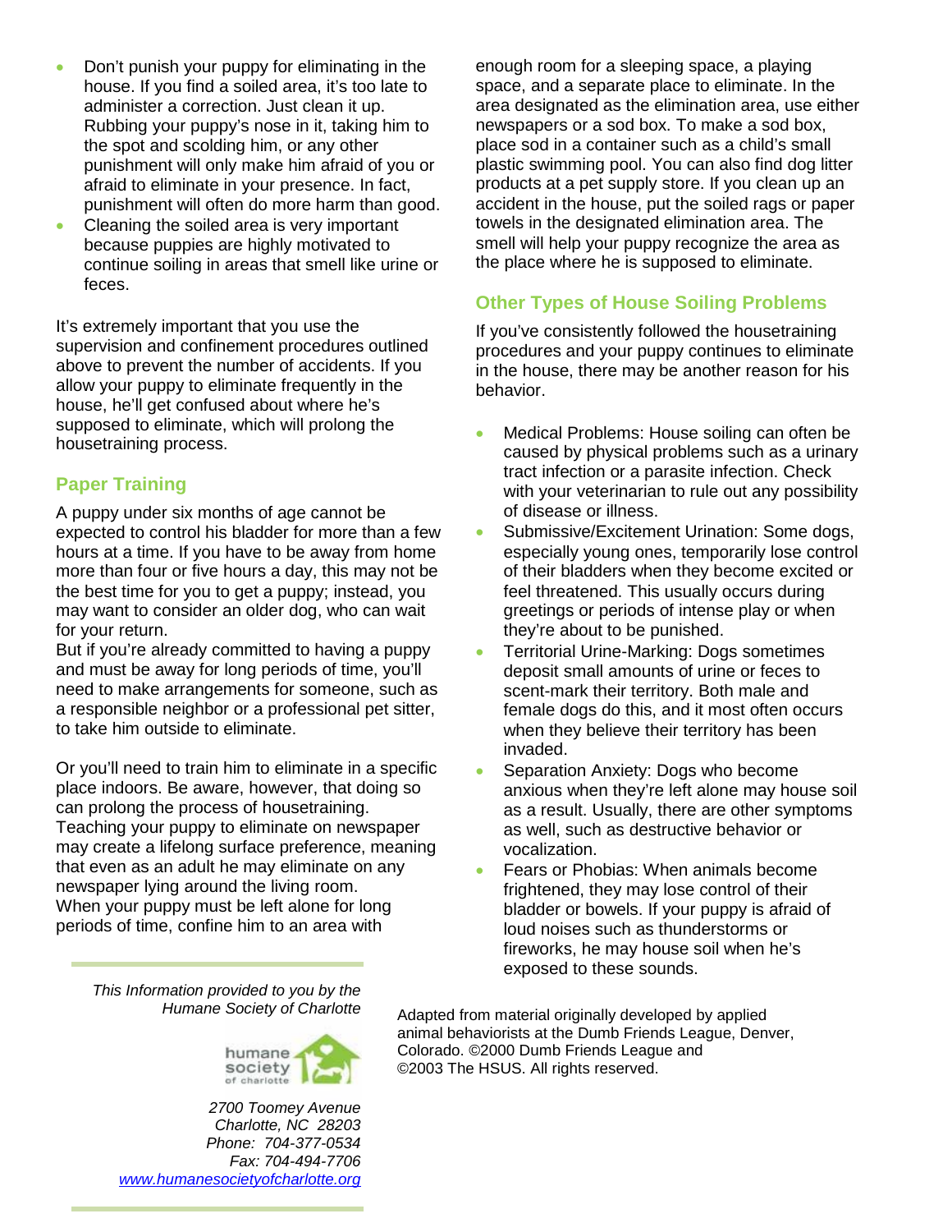- Don't punish your puppy for eliminating in the house. If you find a soiled area, it's too late to administer a correction. Just clean it up. Rubbing your puppy's nose in it, taking him to the spot and scolding him, or any other punishment will only make him afraid of you or afraid to eliminate in your presence. In fact, punishment will often do more harm than good.
- Cleaning the soiled area is very important because puppies are highly motivated to continue soiling in areas that smell like urine or feces.

It's extremely important that you use the supervision and confinement procedures outlined above to prevent the number of accidents. If you allow your puppy to eliminate frequently in the house, he'll get confused about where he's supposed to eliminate, which will prolong the housetraining process.

## Paper Training

A puppy under six months of age cannot be expected to control his bladder for more than a few hours at a time. If you have to be away from home more than four or five hours a day, this may not be the best time for you to get a puppy; instead, you may want to consider an older dog, who can wait for your return.

But if you're already committed to having a puppy and must be away for long periods of time, you'll need to make arrangements for someone, such as a responsible neighbor or a professional pet sitter, to take him outside to eliminate.

Or you'll need to train him to eliminate in a specific place indoors. Be aware, however, that doing so can prolong the process of housetraining. Teaching your puppy to eliminate on newspaper may create a lifelong surface preference, meaning that even as an adult he may eliminate on any newspaper lying around the living room.

When your puppy must be left alone for long periods of time, confine him to an area with enough room for a sleeping space, a playing space, and a separate place to eliminate. In the area designated as the elimination area, use either newspapers or a sod box. To make a sod box, place sod in a container such as a child's small plastic swimming pool. You can also find dog litter products at a pet supply store. If you clean up an accident in the house, put the soiled rags or paper towels in the designated elimination area. The smell will help your puppy recognize the area as the place where he is supposed to eliminate.

## Other Types of House Soiling Problems

If you've consistently followed the housetraining procedures and your puppy continues to eliminate in the house, there may be another reason for his behavior.

- Medical Problems: House soiling can often be caused by physical problems such as a urinary tract infection or a parasite infection. Check with your veterinarian to rule out any possibility of disease or illness.
- Submissive/Excitement Urination: Some dogs, especially young ones, temporarily lose control of their bladders when they become excited or feel threatened. This usually occurs during greetings or periods of intense play or when they're about to be punished.
- Territorial Urine-Marking: Dogs sometimes deposit small amounts of urine or feces to scent-mark their territory. Both male and female dogs do this, and it most often occurs when they believe their territory has been invaded.
- Separation Anxiety: Dogs who become anxious when they're left alone may house soil as a result. Usually, there are other symptoms as well, such as destructive behavior or vocalization.
- Fears or Phobias: When animals become frightened, they may lose control of their bladder or bowels. If your puppy is afraid of loud noises such as thunderstorms or fireworks, he may house soil when he's exposed to these sounds.

*This Information provided to you by the Humane Society of Charlotte*

humane society of charlotte

*2700 Toomey Avenue*
*Charlotte, NC 28203*
*Phone: 704-377-0534*
*Fax: 704-494-7706*
*www.humanesocietyofcharlotte.org*

Adapted from material originally developed by applied animal behaviorists at the Dumb Friends League, Denver, Colorado. ©2000 Dumb Friends League and ©2003 The HSUS. All rights reserved.